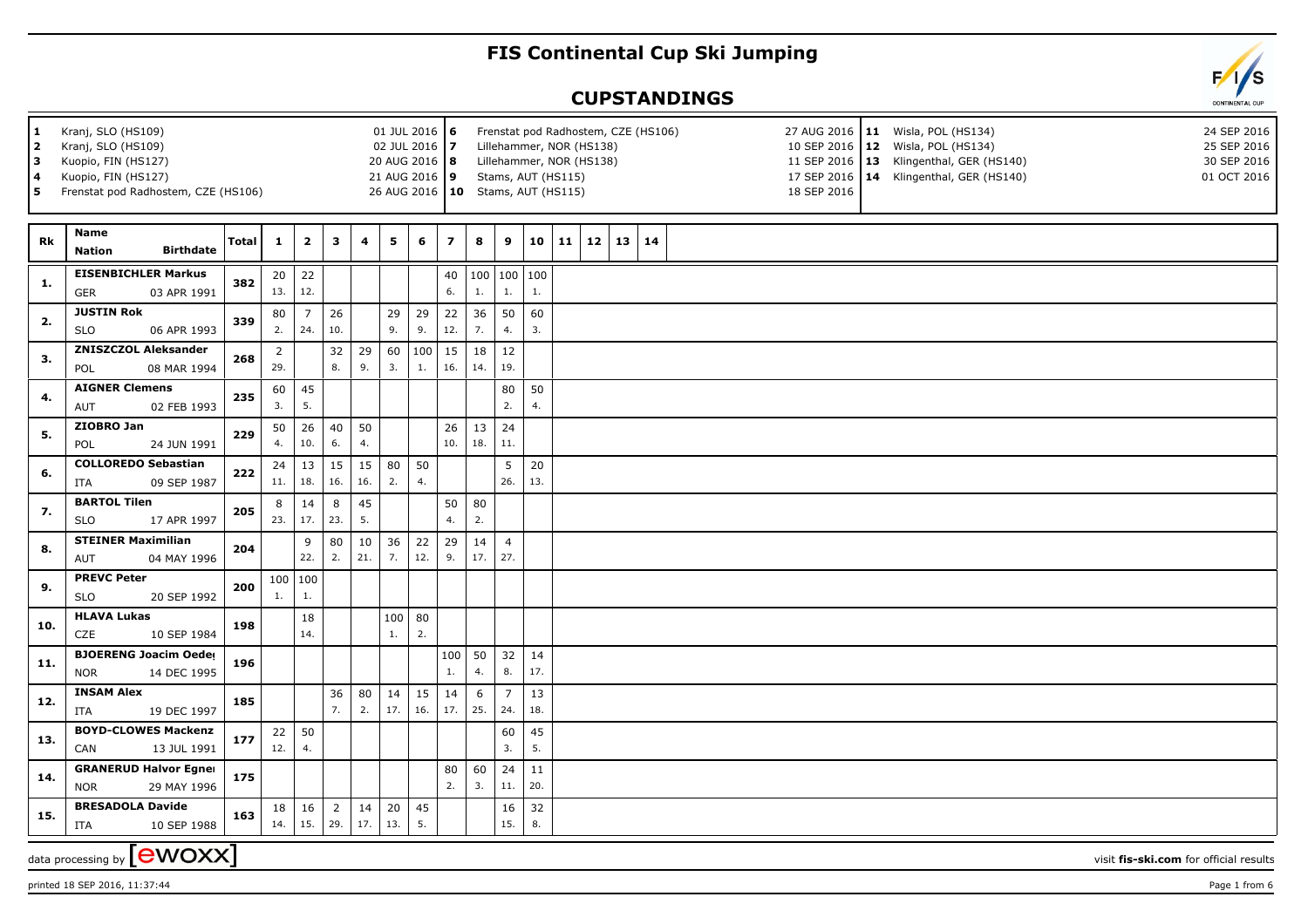# FIS Continental Cup Ski Jumping

## CUPSTANDINGS

| # | Venue | Date | # | Venue | Date | # | Venue | Date |
|---|---|---|---|---|---|---|---|---|
| 1 | Kranj, SLO (HS109) | 01 JUL 2016 | 6 | Frenstat pod Radhostem, CZE (HS106) | 27 AUG 2016 | 11 | Wisla, POL (HS134) | 24 SEP 2016 |
| 2 | Kranj, SLO (HS109) | 02 JUL 2016 | 7 | Lillehammer, NOR (HS138) | 10 SEP 2016 | 12 | Wisla, POL (HS134) | 25 SEP 2016 |
| 3 | Kuopio, FIN (HS127) | 20 AUG 2016 | 8 | Lillehammer, NOR (HS138) | 11 SEP 2016 | 13 | Klingenthal, GER (HS140) | 30 SEP 2016 |
| 4 | Kuopio, FIN (HS127) | 21 AUG 2016 | 9 | Stams, AUT (HS115) | 17 SEP 2016 | 14 | Klingenthal, GER (HS140) | 01 OCT 2016 |
| 5 | Frenstat pod Radhostem, CZE (HS106) | 26 AUG 2016 | 10 | Stams, AUT (HS115) | 18 SEP 2016 | | | |

| Rk | Name / Nation / Birthdate | Total | 1 | 2 | 3 | 4 | 5 | 6 | 7 | 8 | 9 | 10 | 11 | 12 | 13 | 14 |
|---|---|---|---|---|---|---|---|---|---|---|---|---|---|---|---|---|
| 1. | EISENBICHLER Markus<br>GER 03 APR 1991 | 382 | 20<br>13. | 22<br>12. | | | | | 40<br>6. | 100<br>1. | 100<br>1. | 100<br>1. | | | | |
| 2. | JUSTIN Rok<br>SLO 06 APR 1993 | 339 | 80<br>2. | 7<br>24. | 26<br>10. | | 29<br>9. | 29<br>9. | 22<br>12. | 36<br>7. | 50<br>4. | 60<br>3. | | | | |
| 3. | ZNISZCZOL Aleksander<br>POL 08 MAR 1994 | 268 | 2<br>29. | | 32<br>8. | 29<br>9. | 60<br>3. | 100<br>1. | 15<br>16. | 18<br>14. | 12<br>19. | | | | | |
| 4. | AIGNER Clemens<br>AUT 02 FEB 1993 | 235 | 60<br>3. | 45<br>5. | | | | | | | 80<br>2. | 50<br>4. | | | | |
| 5. | ZIOBRO Jan<br>POL 24 JUN 1991 | 229 | 50<br>4. | 26<br>10. | 40<br>6. | 50<br>4. | | | 26<br>10. | 13<br>18. | 24<br>11. | | | | | |
| 6. | COLLOREDO Sebastian<br>ITA 09 SEP 1987 | 222 | 24<br>11. | 13<br>18. | 15<br>16. | 15<br>16. | 80<br>2. | 50<br>4. | | | 5<br>26. | 20<br>13. | | | | |
| 7. | BARTOL Tilen<br>SLO 17 APR 1997 | 205 | 8<br>23. | 14<br>17. | 8<br>23. | 45<br>5. | | | 50<br>4. | 80<br>2. | | | | | | |
| 8. | STEINER Maximilian<br>AUT 04 MAY 1996 | 204 | | 9<br>22. | 80<br>2. | 10<br>21. | 36<br>7. | 22<br>12. | 29<br>9. | 14<br>17. | 4<br>27. | | | | | |
| 9. | PREVC Peter<br>SLO 20 SEP 1992 | 200 | 100<br>1. | 100<br>1. | | | | | | | | | | | | |
| 10. | HLAVA Lukas<br>CZE 10 SEP 1984 | 198 | | 18<br>14. | | | 100<br>1. | 80<br>2. | | | | | | | | |
| 11. | BJOERENG Joacim Oeder<br>NOR 14 DEC 1995 | 196 | | | | | | | 100<br>1. | 50<br>4. | 32<br>8. | 14<br>17. | | | | |
| 12. | INSAM Alex<br>ITA 19 DEC 1997 | 185 | | | 36<br>7. | 80<br>2. | 14<br>17. | 15<br>16. | 14<br>17. | 6<br>25. | 7<br>24. | 13<br>18. | | | | |
| 13. | BOYD-CLOWES Mackenz<br>CAN 13 JUL 1991 | 177 | 22<br>12. | 50<br>4. | | | | | | | 60<br>3. | 45<br>5. | | | | |
| 14. | GRANERUD Halvor Egner<br>NOR 29 MAY 1996 | 175 | | | | | | | 80<br>2. | 60<br>3. | 24<br>11. | 11<br>20. | | | | |
| 15. | BRESADOLA Davide<br>ITA 10 SEP 1988 | 163 | 18<br>14. | 16<br>15. | 2<br>29. | 14<br>17. | 20<br>13. | 45<br>5. | | | 16<br>15. | 32<br>8. | | | | |

data processing by ewoxx — visit fis-ski.com for official results

printed 18 SEP 2016, 11:37:44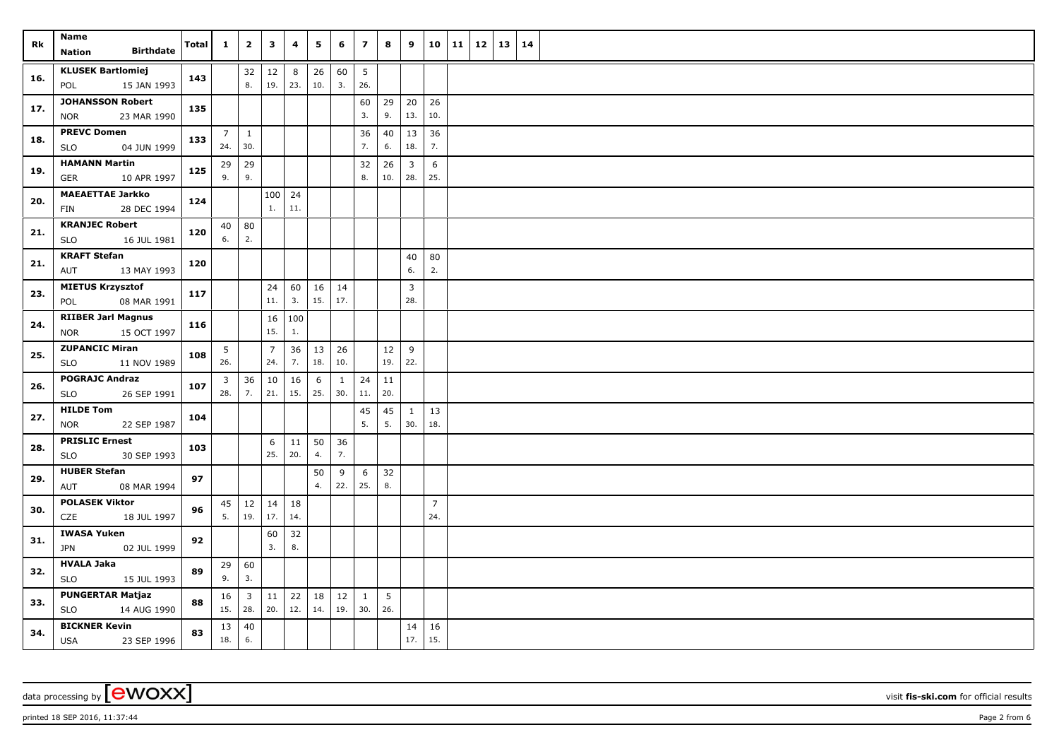| Rk | Name<br>Nation Birthdate | Total | 1 | 2 | 3 | 4 | 5 | 6 | 7 | 8 | 9 | 10 | 11 | 12 | 13 | 14 |
|---|---|---|---|---|---|---|---|---|---|---|---|---|---|---|---|---|
| 16. | KLUSEK Bartlomiej<br>POL 15 JAN 1993 | 143 | | 32<br>8. | 12<br>19. | 8<br>23. | 26<br>10. | 60<br>3. | 5<br>26. | | | | | | | |
| 17. | JOHANSSON Robert<br>NOR 23 MAR 1990 | 135 | | | | | | | 60<br>3. | 29<br>9. | 20<br>13. | 26<br>10. | | | | |
| 18. | PREVC Domen<br>SLO 04 JUN 1999 | 133 | 7<br>24. | 1<br>30. | | | | | 36<br>7. | 40<br>6. | 13<br>18. | 36<br>7. | | | | |
| 19. | HAMANN Martin<br>GER 10 APR 1997 | 125 | 29<br>9. | 29<br>9. | | | | | 32<br>8. | 26<br>10. | 3<br>28. | 6<br>25. | | | | |
| 20. | MAEAETTAE Jarkko<br>FIN 28 DEC 1994 | 124 | | | 100<br>1. | 24<br>11. | | | | | | | | | | |
| 21. | KRANJEC Robert<br>SLO 16 JUL 1981 | 120 | 40<br>6. | 80<br>2. | | | | | | | | | | | | |
| 21. | KRAFT Stefan<br>AUT 13 MAY 1993 | 120 | | | | | | | | | 40<br>6. | 80<br>2. | | | | |
| 23. | MIETUS Krzysztof<br>POL 08 MAR 1991 | 117 | | | 24<br>11. | 60<br>3. | 16<br>15. | 14<br>17. | | | 3<br>28. | | | | | |
| 24. | RIIBER Jarl Magnus<br>NOR 15 OCT 1997 | 116 | | | 16<br>15. | 100<br>1. | | | | | | | | | | |
| 25. | ZUPANCIC Miran<br>SLO 11 NOV 1989 | 108 | 5<br>26. | | 7<br>24. | 36<br>7. | 13<br>18. | 26<br>10. | | 12<br>19. | 9<br>22. | | | | | |
| 26. | POGRAJC Andraz<br>SLO 26 SEP 1991 | 107 | 3<br>28. | 36<br>7. | 10<br>21. | 16<br>15. | 6<br>25. | 1<br>30. | 24<br>11. | 11<br>20. | | | | | | |
| 27. | HILDE Tom<br>NOR 22 SEP 1987 | 104 | | | | | | | 45<br>5. | 45<br>5. | 1<br>30. | 13<br>18. | | | | |
| 28. | PRISLIC Ernest<br>SLO 30 SEP 1993 | 103 | | | 6<br>25. | 11<br>20. | 50<br>4. | 36<br>7. | | | | | | | | |
| 29. | HUBER Stefan<br>AUT 08 MAR 1994 | 97 | | | | | 50<br>4. | 9<br>22. | 6<br>25. | 32<br>8. | | | | | | |
| 30. | POLASEK Viktor<br>CZE 18 JUL 1997 | 96 | 45<br>5. | 12<br>19. | 14<br>17. | 18<br>14. | | | | | | 7<br>24. | | | | |
| 31. | IWASA Yuken<br>JPN 02 JUL 1999 | 92 | | | 60<br>3. | 32<br>8. | | | | | | | | | | |
| 32. | HVALA Jaka<br>SLO 15 JUL 1993 | 89 | 29<br>9. | 60<br>3. | | | | | | | | | | | | |
| 33. | PUNGERTAR Matjaz<br>SLO 14 AUG 1990 | 88 | 16<br>15. | 3<br>28. | 11<br>20. | 22<br>12. | 18<br>14. | 12<br>19. | 1<br>30. | 5<br>26. | | | | | | |
| 34. | BICKNER Kevin<br>USA 23 SEP 1996 | 83 | 13<br>18. | 40<br>6. | | | | | | | 14<br>17. | 16<br>15. | | | | |

data processing by [ewoxx] visit fis-ski.com for official results

printed 18 SEP 2016, 11:37:44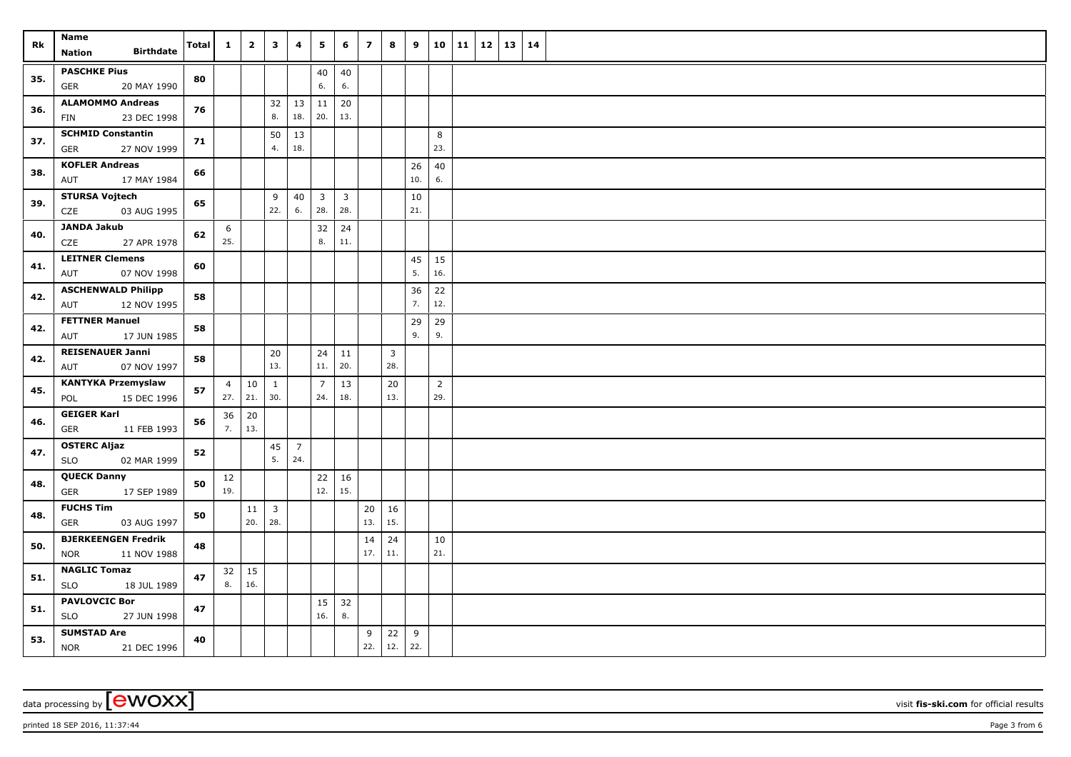| Rk | Name Nation Birthdate | Total | 1 | 2 | 3 | 4 | 5 | 6 | 7 | 8 | 9 | 10 | 11 | 12 | 13 | 14 |
|---|---|---|---|---|---|---|---|---|---|---|---|---|---|---|---|---|
| 35. | PASCHKE Pius GER 20 MAY 1990 | 80 | | | | | 40 6. | 40 6. | | | | | | | | |
| 36. | ALAMOMMO Andreas FIN 23 DEC 1998 | 76 | | | 32 8. | 13 18. | 11 20. | 20 13. | | | | | | | | |
| 37. | SCHMID Constantin GER 27 NOV 1999 | 71 | | | 50 4. | 13 18. | | | | | | 8 23. | | | | |
| 38. | KOFLER Andreas AUT 17 MAY 1984 | 66 | | | | | | | | | 26 10. | 40 6. | | | | |
| 39. | STURSA Vojtech CZE 03 AUG 1995 | 65 | | | 9 22. | 40 6. | 3 28. | 3 28. | | | 10 21. | | | | | |
| 40. | JANDA Jakub CZE 27 APR 1978 | 62 | 6 25. | | | | 32 8. | 24 11. | | | | | | | | |
| 41. | LEITNER Clemens AUT 07 NOV 1998 | 60 | | | | | | | | | 45 5. | 15 16. | | | | |
| 42. | ASCHENWALD Philipp AUT 12 NOV 1995 | 58 | | | | | | | | | 36 7. | 22 12. | | | | |
| 42. | FETTNER Manuel AUT 17 JUN 1985 | 58 | | | | | | | | | 29 9. | 29 9. | | | | |
| 42. | REISENAUER Janni AUT 07 NOV 1997 | 58 | | | 20 13. | | 24 11. | 11 20. | | 3 28. | | | | | | |
| 45. | KANTYKA Przemyslaw POL 15 DEC 1996 | 57 | 4 27. | 10 21. | 1 30. | | 7 24. | 13 18. | | 20 13. | | 2 29. | | | | |
| 46. | GEIGER Karl GER 11 FEB 1993 | 56 | 36 7. | 20 13. | | | | | | | | | | | | |
| 47. | OSTERC Aljaz SLO 02 MAR 1999 | 52 | | | 45 5. | 7 24. | | | | | | | | | | |
| 48. | QUECK Danny GER 17 SEP 1989 | 50 | 12 19. | | | | 22 12. | 16 15. | | | | | | | | |
| 48. | FUCHS Tim GER 03 AUG 1997 | 50 | | 11 20. | 3 28. | | | | 20 13. | 16 15. | | | | | | |
| 50. | BJERKEENGEN Fredrik NOR 11 NOV 1988 | 48 | | | | | | | 14 17. | 24 11. | | 10 21. | | | | |
| 51. | NAGLIC Tomaz SLO 18 JUL 1989 | 47 | 32 8. | 15 16. | | | | | | | | | | | | |
| 51. | PAVLOVCIC Bor SLO 27 JUN 1998 | 47 | | | | | 15 16. | 32 8. | | | | | | | | |
| 53. | SUMSTAD Are NOR 21 DEC 1996 | 40 | | | | | | | 9 22. | 22 12. | 9 22. | | | | | |

data processing by [ewoxx] visit fis-ski.com for official results

printed 18 SEP 2016, 11:37:44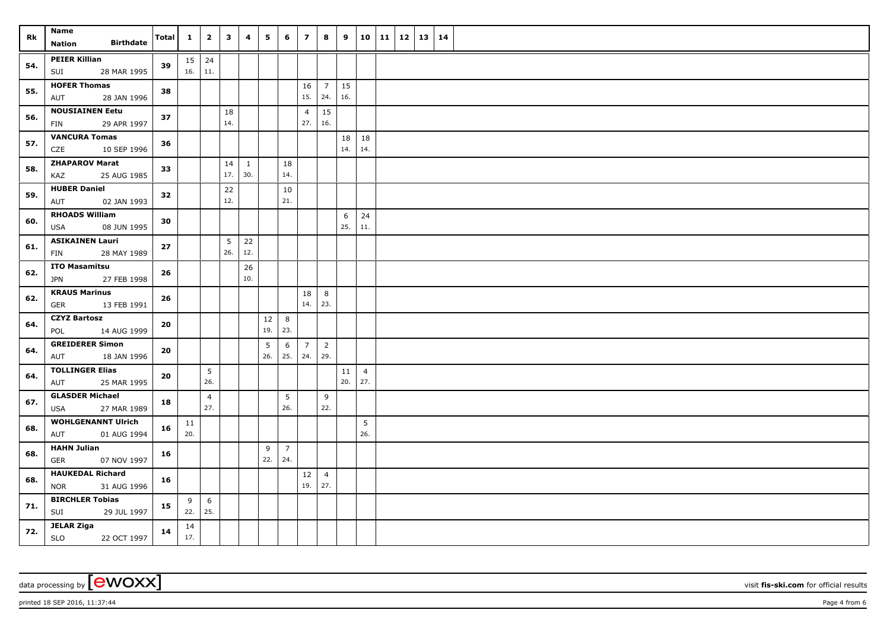| Rk | Name Nation Birthdate | Total | 1 | 2 | 3 | 4 | 5 | 6 | 7 | 8 | 9 | 10 | 11 | 12 | 13 | 14 |
|---|---|---|---|---|---|---|---|---|---|---|---|---|---|---|---|---|
| 54. | PEIER Killian SUI 28 MAR 1995 | 39 | 15 16. | 24 11. | | | | | | | | | | | | |
| 55. | HOFER Thomas AUT 28 JAN 1996 | 38 | | | | | | | 16 15. | 7 24. | 15 16. | | | | | |
| 56. | NOUSIAINEN Eetu FIN 29 APR 1997 | 37 | | | 18 14. | | | | 4 27. | 15 16. | | | | | | |
| 57. | VANCURA Tomas CZE 10 SEP 1996 | 36 | | | | | | | | | 18 14. | 18 14. | | | | |
| 58. | ZHAPAROV Marat KAZ 25 AUG 1985 | 33 | | | 14 17. | 1 30. | | 18 14. | | | | | | | | |
| 59. | HUBER Daniel AUT 02 JAN 1993 | 32 | | | 22 12. | | | 10 21. | | | | | | | | |
| 60. | RHOADS William USA 08 JUN 1995 | 30 | | | | | | | | | 6 25. | 24 11. | | | | |
| 61. | ASIKAINEN Lauri FIN 28 MAY 1989 | 27 | | | 5 26. | 22 12. | | | | | | | | | | |
| 62. | ITO Masamitsu JPN 27 FEB 1998 | 26 | | | | 26 10. | | | | | | | | | | |
| 62. | KRAUS Marinus GER 13 FEB 1991 | 26 | | | | | | | 18 14. | 8 23. | | | | | | |
| 64. | CZYZ Bartosz POL 14 AUG 1999 | 20 | | | | | 12 19. | 8 23. | | | | | | | | |
| 64. | GREIDERER Simon AUT 18 JAN 1996 | 20 | | | | | 5 26. | 6 25. | 7 24. | 2 29. | | | | | | |
| 64. | TOLLINGER Elias AUT 25 MAR 1995 | 20 | | 5 26. | | | | | | | 11 20. | 4 27. | | | | |
| 67. | GLASDER Michael USA 27 MAR 1989 | 18 | | 4 27. | | | | 5 26. | | 9 22. | | | | | | |
| 68. | WOHLGENANNT Ulrich AUT 01 AUG 1994 | 16 | 11 20. | | | | | | | | | 5 26. | | | | |
| 68. | HAHN Julian GER 07 NOV 1997 | 16 | | | | | 9 22. | 7 24. | | | | | | | | |
| 68. | HAUKEDAL Richard NOR 31 AUG 1996 | 16 | | | | | | | 12 19. | 4 27. | | | | | | |
| 71. | BIRCHLER Tobias SUI 29 JUL 1997 | 15 | 9 22. | 6 25. | | | | | | | | | | | | |
| 72. | JELAR Ziga SLO 22 OCT 1997 | 14 | 14 17. | | | | | | | | | | | | | |

data processing by [ewoxx] visit fis-ski.com for official results

printed 18 SEP 2016, 11:37:44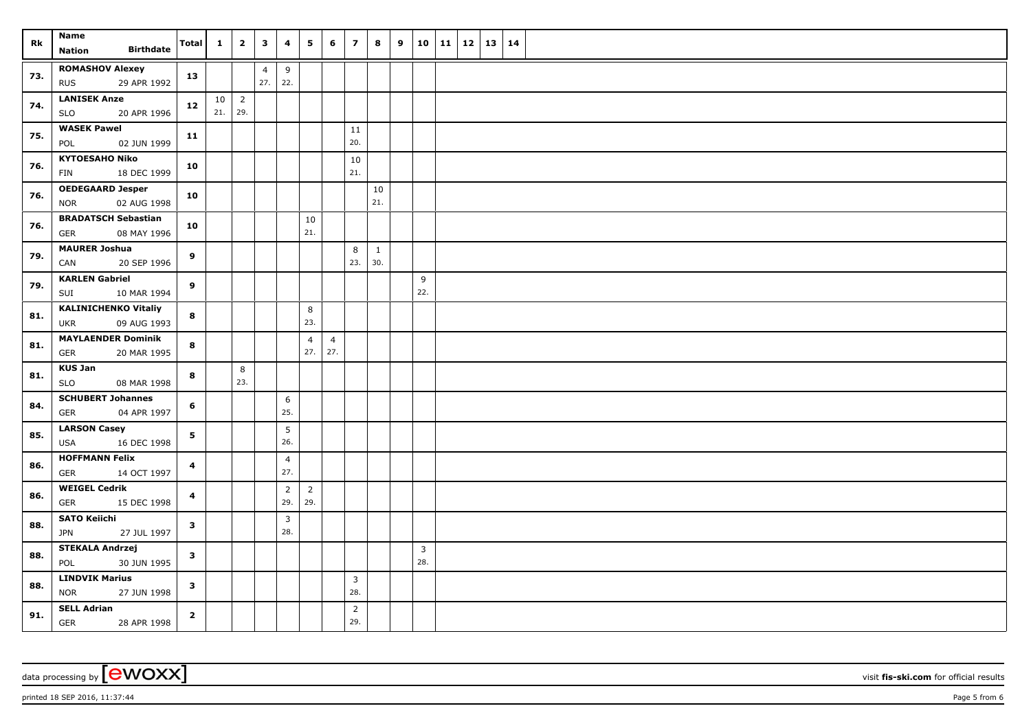| Rk | Name Nation Birthdate | Total | 1 | 2 | 3 | 4 | 5 | 6 | 7 | 8 | 9 | 10 | 11 | 12 | 13 | 14 |
|---|---|---|---|---|---|---|---|---|---|---|---|---|---|---|---|---|
| 73. | ROMASHOV Alexey RUS 29 APR 1992 | 13 | | | 4 27. | 9 22. | | | | | | | | | | |
| 74. | LANISEK Anze SLO 20 APR 1996 | 12 | 10 21. | 2 29. | | | | | | | | | | | | |
| 75. | WASEK Pawel POL 02 JUN 1999 | 11 | | | | | | | 11 20. | | | | | | | |
| 76. | KYTOESAHO Niko FIN 18 DEC 1999 | 10 | | | | | | | 10 21. | | | | | | | |
| 76. | OEDEGAARD Jesper NOR 02 AUG 1998 | 10 | | | | | | | | 10 21. | | | | | | |
| 76. | BRADATSCH Sebastian GER 08 MAY 1996 | 10 | | | | | 10 21. | | | | | | | | | |
| 79. | MAURER Joshua CAN 20 SEP 1996 | 9 | | | | | | | 8 23. | 1 30. | | | | | | |
| 79. | KARLEN Gabriel SUI 10 MAR 1994 | 9 | | | | | | | | | | 9 22. | | | | |
| 81. | KALINICHENKO Vitaliy UKR 09 AUG 1993 | 8 | | | | | 8 23. | | | | | | | | | |
| 81. | MAYLAENDER Dominik GER 20 MAR 1995 | 8 | | | | | 4 27. | 4 27. | | | | | | | | |
| 81. | KUS Jan SLO 08 MAR 1998 | 8 | | 8 23. | | | | | | | | | | | | |
| 84. | SCHUBERT Johannes GER 04 APR 1997 | 6 | | | | 6 25. | | | | | | | | | | |
| 85. | LARSON Casey USA 16 DEC 1998 | 5 | | | | 5 26. | | | | | | | | | | |
| 86. | HOFFMANN Felix GER 14 OCT 1997 | 4 | | | | 4 27. | | | | | | | | | | |
| 86. | WEIGEL Cedrik GER 15 DEC 1998 | 4 | | | | 2 29. | 2 29. | | | | | | | | | |
| 88. | SATO Keiichi JPN 27 JUL 1997 | 3 | | | | 3 28. | | | | | | | | | | |
| 88. | STEKALA Andrzej POL 30 JUN 1995 | 3 | | | | | | | | | | 3 28. | | | | |
| 88. | LINDVIK Marius NOR 27 JUN 1998 | 3 | | | | | | | 3 28. | | | | | | | |
| 91. | SELL Adrian GER 28 APR 1998 | 2 | | | | | | | 2 29. | | | | | | | |

data processing by [ewoxx] visit **fis-ski.com** for official results

printed 18 SEP 2016, 11:37:44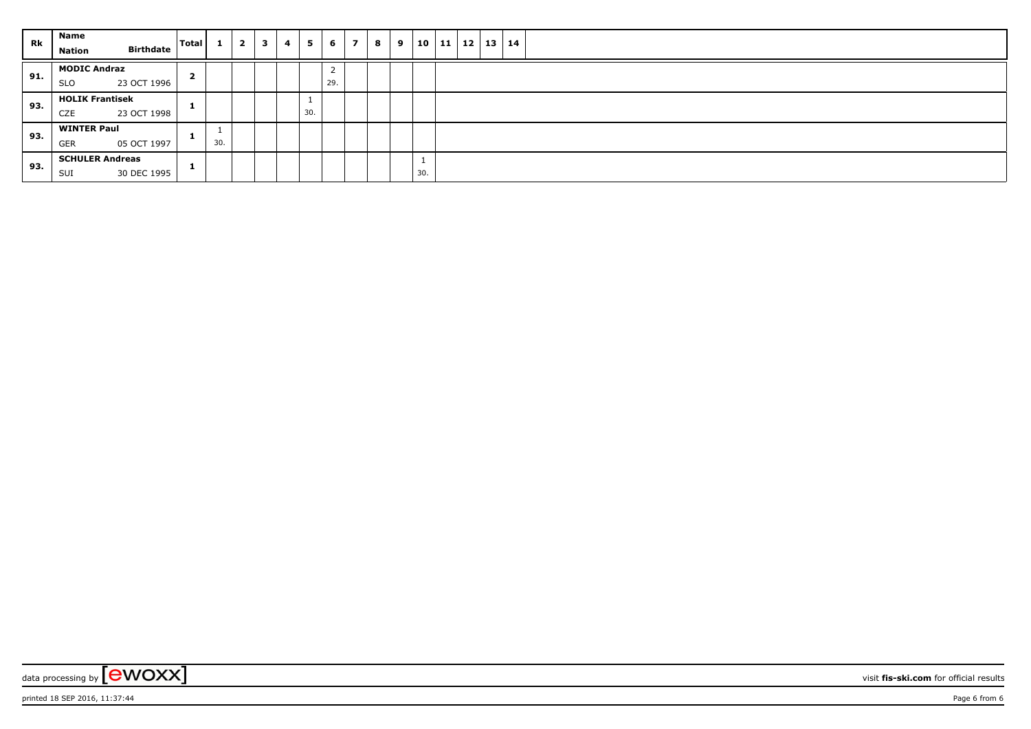| Rk | Name<br>Nation Birthdate | Total | 1 | 2 | 3 | 4 | 5 | 6 | 7 | 8 | 9 | 10 | 11 | 12 | 13 | 14 |
|---|---|---|---|---|---|---|---|---|---|---|---|---|---|---|---|---|
| 91. | MODIC Andraz<br>SLO 23 OCT 1996 | 2 | | | | | | 2<br>29. | | | | | | | | |
| 93. | HOLIK Frantisek<br>CZE 23 OCT 1998 | 1 | | | | | 1<br>30. | | | | | | | | | |
| 93. | WINTER Paul<br>GER 05 OCT 1997 | 1 | 1<br>30. | | | | | | | | | | | | | |
| 93. | SCHULER Andreas<br>SUI 30 DEC 1995 | 1 | | | | | | | | | | 1<br>30. | | | | |

data processing by [ewoxx]

visit **fis-ski.com** for official results

printed 18 SEP 2016, 11:37:44